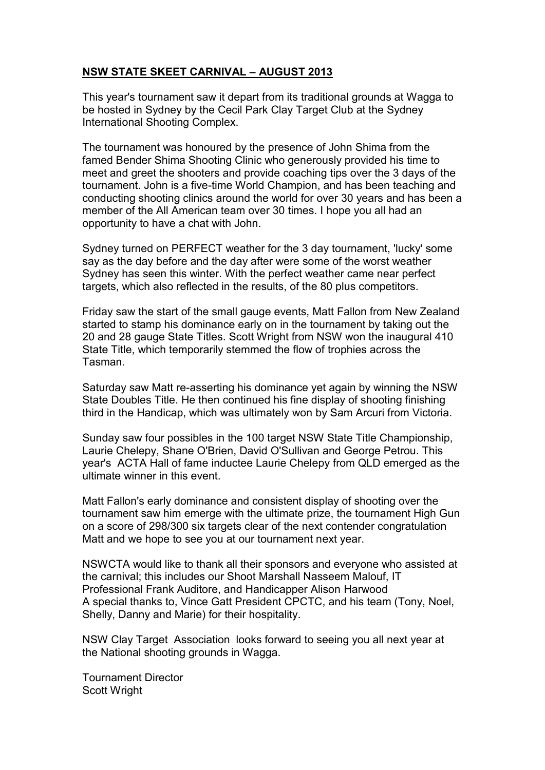**NSW STATE SKEET CARNIVAL – AUGUST 2013**

This year's tournament saw it depart from its traditional grounds at Wagga to be hosted in Sydney by the Cecil Park Clay Target Club at the Sydney International Shooting Complex.

The tournament was honoured by the presence of John Shima from the famed Bender Shima Shooting Clinic who generously provided his time to meet and greet the shooters and provide coaching tips over the 3 days of the tournament. John is a five-time World Champion, and has been teaching and conducting shooting clinics around the world for over 30 years and has been a member of the All American team over 30 times. I hope you all had an opportunity to have a chat with John.

Sydney turned on PERFECT weather for the 3 day tournament, 'lucky' some say as the day before and the day after were some of the worst weather Sydney has seen this winter. With the perfect weather came near perfect targets, which also reflected in the results, of the 80 plus competitors.

Friday saw the start of the small gauge events, Matt Fallon from New Zealand started to stamp his dominance early on in the tournament by taking out the 20 and 28 gauge State Titles. Scott Wright from NSW won the inaugural 410 State Title, which temporarily stemmed the flow of trophies across the Tasman.

Saturday saw Matt re-asserting his dominance yet again by winning the NSW State Doubles Title. He then continued his fine display of shooting finishing third in the Handicap, which was ultimately won by Sam Arcuri from Victoria.

Sunday saw four possibles in the 100 target NSW State Title Championship, Laurie Chelepy, Shane O'Brien, David O'Sullivan and George Petrou. This year's ACTA Hall of fame inductee Laurie Chelepy from QLD emerged as the ultimate winner in this event.

Matt Fallon's early dominance and consistent display of shooting over the tournament saw him emerge with the ultimate prize, the tournament High Gun on a score of 298/300 six targets clear of the next contender congratulation Matt and we hope to see you at our tournament next year.

NSWCTA would like to thank all their sponsors and everyone who assisted at the carnival; this includes our Shoot Marshall Nasseem Malouf, IT Professional Frank Auditore, and Handicapper Alison Harwood
A special thanks to, Vince Gatt President CPCTC, and his team (Tony, Noel, Shelly, Danny and Marie) for their hospitality.

NSW Clay Target Association looks forward to seeing you all next year at the National shooting grounds in Wagga.

Tournament Director
Scott Wright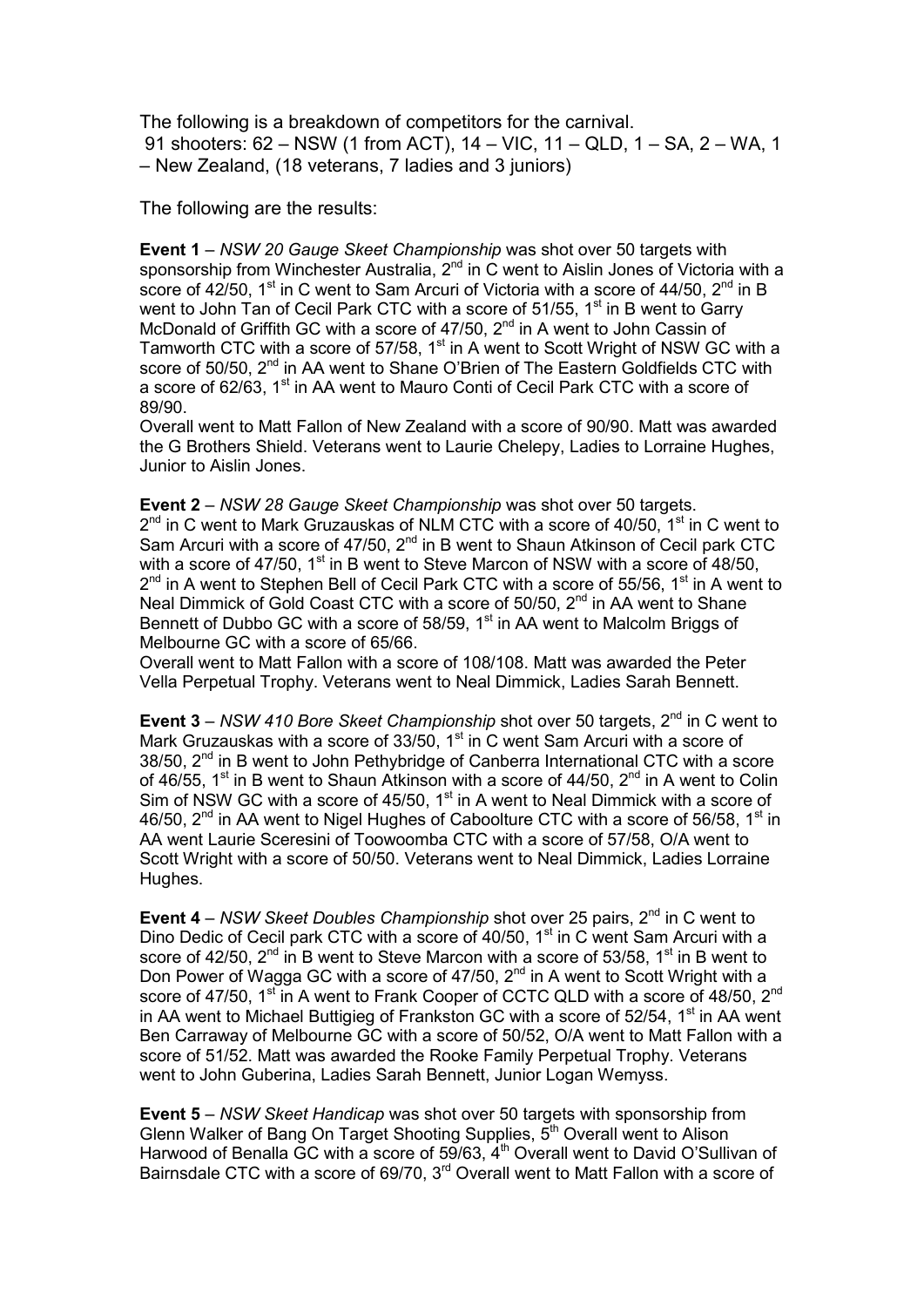The following is a breakdown of competitors for the carnival.
91 shooters: 62 – NSW (1 from ACT), 14 – VIC, 11 – QLD, 1 – SA, 2 – WA, 1 – New Zealand, (18 veterans, 7 ladies and 3 juniors)

The following are the results:

**Event 1** – *NSW 20 Gauge Skeet Championship* was shot over 50 targets with sponsorship from Winchester Australia, 2nd in C went to Aislin Jones of Victoria with a score of 42/50, 1st in C went to Sam Arcuri of Victoria with a score of 44/50, 2nd in B went to John Tan of Cecil Park CTC with a score of 51/55, 1st in B went to Garry McDonald of Griffith GC with a score of 47/50, 2nd in A went to John Cassin of Tamworth CTC with a score of 57/58, 1st in A went to Scott Wright of NSW GC with a score of 50/50, 2nd in AA went to Shane O'Brien of The Eastern Goldfields CTC with a score of 62/63, 1st in AA went to Mauro Conti of Cecil Park CTC with a score of 89/90.
Overall went to Matt Fallon of New Zealand with a score of 90/90. Matt was awarded the G Brothers Shield. Veterans went to Laurie Chelepy, Ladies to Lorraine Hughes, Junior to Aislin Jones.

**Event 2** – *NSW 28 Gauge Skeet Championship* was shot over 50 targets.
2nd in C went to Mark Gruzauskas of NLM CTC with a score of 40/50, 1st in C went to Sam Arcuri with a score of 47/50, 2nd in B went to Shaun Atkinson of Cecil park CTC with a score of 47/50, 1st in B went to Steve Marcon of NSW with a score of 48/50, 2nd in A went to Stephen Bell of Cecil Park CTC with a score of 55/56, 1st in A went to Neal Dimmick of Gold Coast CTC with a score of 50/50, 2nd in AA went to Shane Bennett of Dubbo GC with a score of 58/59, 1st in AA went to Malcolm Briggs of Melbourne GC with a score of 65/66.
Overall went to Matt Fallon with a score of 108/108. Matt was awarded the Peter Vella Perpetual Trophy. Veterans went to Neal Dimmick, Ladies Sarah Bennett.

**Event 3** – *NSW 410 Bore Skeet Championship* shot over 50 targets, 2nd in C went to Mark Gruzauskas with a score of 33/50, 1st in C went Sam Arcuri with a score of 38/50, 2nd in B went to John Pethybridge of Canberra International CTC with a score of 46/55, 1st in B went to Shaun Atkinson with a score of 44/50, 2nd in A went to Colin Sim of NSW GC with a score of 45/50, 1st in A went to Neal Dimmick with a score of 46/50, 2nd in AA went to Nigel Hughes of Caboolture CTC with a score of 56/58, 1st in AA went Laurie Sceresini of Toowoomba CTC with a score of 57/58, O/A went to Scott Wright with a score of 50/50. Veterans went to Neal Dimmick, Ladies Lorraine Hughes.

**Event 4** – *NSW Skeet Doubles Championship* shot over 25 pairs, 2nd in C went to Dino Dedic of Cecil park CTC with a score of 40/50, 1st in C went Sam Arcuri with a score of 42/50, 2nd in B went to Steve Marcon with a score of 53/58, 1st in B went to Don Power of Wagga GC with a score of 47/50, 2nd in A went to Scott Wright with a score of 47/50, 1st in A went to Frank Cooper of CCTC QLD with a score of 48/50, 2nd in AA went to Michael Buttigieg of Frankston GC with a score of 52/54, 1st in AA went Ben Carraway of Melbourne GC with a score of 50/52, O/A went to Matt Fallon with a score of 51/52. Matt was awarded the Rooke Family Perpetual Trophy. Veterans went to John Guberina, Ladies Sarah Bennett, Junior Logan Wemyss.

**Event 5** – *NSW Skeet Handicap* was shot over 50 targets with sponsorship from Glenn Walker of Bang On Target Shooting Supplies, 5th Overall went to Alison Harwood of Benalla GC with a score of 59/63, 4th Overall went to David O'Sullivan of Bairnsdale CTC with a score of 69/70, 3rd Overall went to Matt Fallon with a score of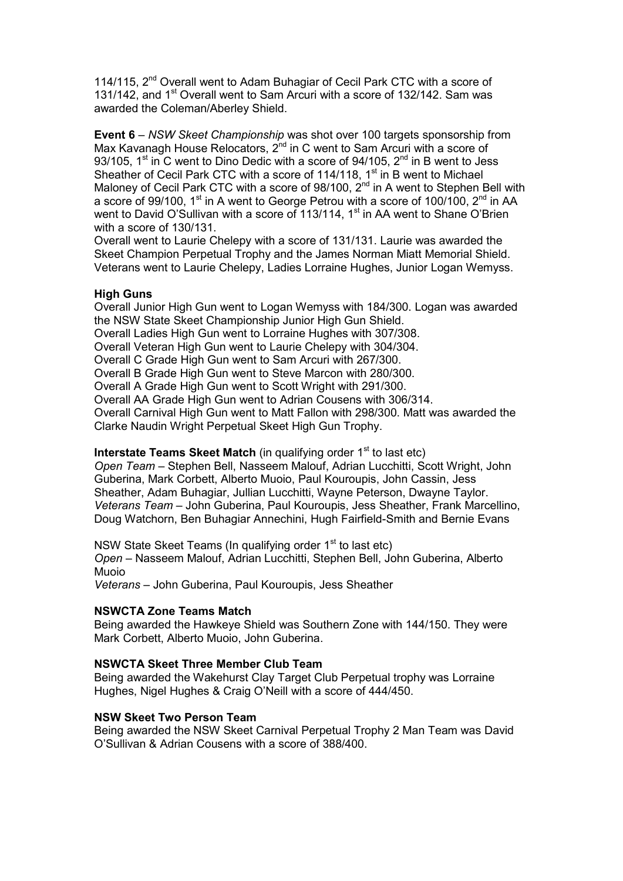114/115, 2nd Overall went to Adam Buhagiar of Cecil Park CTC with a score of 131/142, and 1st Overall went to Sam Arcuri with a score of 132/142. Sam was awarded the Coleman/Aberley Shield.

**Event 6** – *NSW Skeet Championship* was shot over 100 targets sponsorship from Max Kavanagh House Relocators, 2nd in C went to Sam Arcuri with a score of 93/105, 1st in C went to Dino Dedic with a score of 94/105, 2nd in B went to Jess Sheather of Cecil Park CTC with a score of 114/118, 1st in B went to Michael Maloney of Cecil Park CTC with a score of 98/100, 2nd in A went to Stephen Bell with a score of 99/100, 1st in A went to George Petrou with a score of 100/100, 2nd in AA went to David O'Sullivan with a score of 113/114, 1st in AA went to Shane O'Brien with a score of 130/131.
Overall went to Laurie Chelepy with a score of 131/131. Laurie was awarded the Skeet Champion Perpetual Trophy and the James Norman Miatt Memorial Shield. Veterans went to Laurie Chelepy, Ladies Lorraine Hughes, Junior Logan Wemyss.

**High Guns**
Overall Junior High Gun went to Logan Wemyss with 184/300. Logan was awarded the NSW State Skeet Championship Junior High Gun Shield.
Overall Ladies High Gun went to Lorraine Hughes with 307/308.
Overall Veteran High Gun went to Laurie Chelepy with 304/304.
Overall C Grade High Gun went to Sam Arcuri with 267/300.
Overall B Grade High Gun went to Steve Marcon with 280/300.
Overall A Grade High Gun went to Scott Wright with 291/300.
Overall AA Grade High Gun went to Adrian Cousens with 306/314.
Overall Carnival High Gun went to Matt Fallon with 298/300. Matt was awarded the Clarke Naudin Wright Perpetual Skeet High Gun Trophy.

**Interstate Teams Skeet Match** (in qualifying order 1st to last etc)
*Open Team* – Stephen Bell, Nasseem Malouf, Adrian Lucchitti, Scott Wright, John Guberina, Mark Corbett, Alberto Muoio, Paul Kouroupis, John Cassin, Jess Sheather, Adam Buhagiar, Jullian Lucchitti, Wayne Peterson, Dwayne Taylor.
*Veterans Team* – John Guberina, Paul Kouroupis, Jess Sheather, Frank Marcellino, Doug Watchorn, Ben Buhagiar Annechini, Hugh Fairfield-Smith and Bernie Evans

NSW State Skeet Teams (In qualifying order 1st to last etc)
*Open* – Nasseem Malouf, Adrian Lucchitti, Stephen Bell, John Guberina, Alberto Muoio
*Veterans* – John Guberina, Paul Kouroupis, Jess Sheather

**NSWCTA Zone Teams Match**
Being awarded the Hawkeye Shield was Southern Zone with 144/150. They were Mark Corbett, Alberto Muoio, John Guberina.

**NSWCTA Skeet Three Member Club Team**
Being awarded the Wakehurst Clay Target Club Perpetual trophy was Lorraine Hughes, Nigel Hughes & Craig O'Neill with a score of 444/450.

**NSW Skeet Two Person Team**
Being awarded the NSW Skeet Carnival Perpetual Trophy 2 Man Team was David O'Sullivan & Adrian Cousens with a score of 388/400.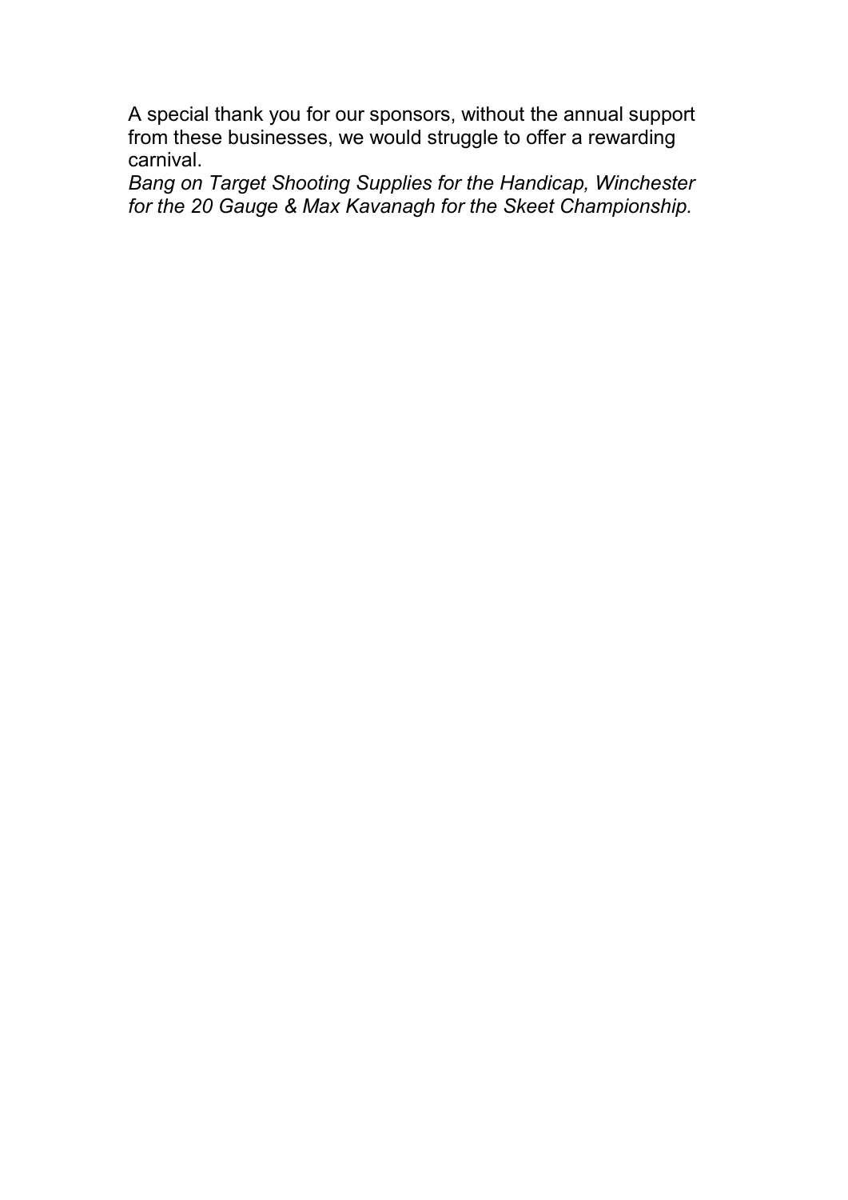A special thank you for our sponsors, without the annual support from these businesses, we would struggle to offer a rewarding carnival.

*Bang on Target Shooting Supplies for the Handicap, Winchester for the 20 Gauge & Max Kavanagh for the Skeet Championship.*